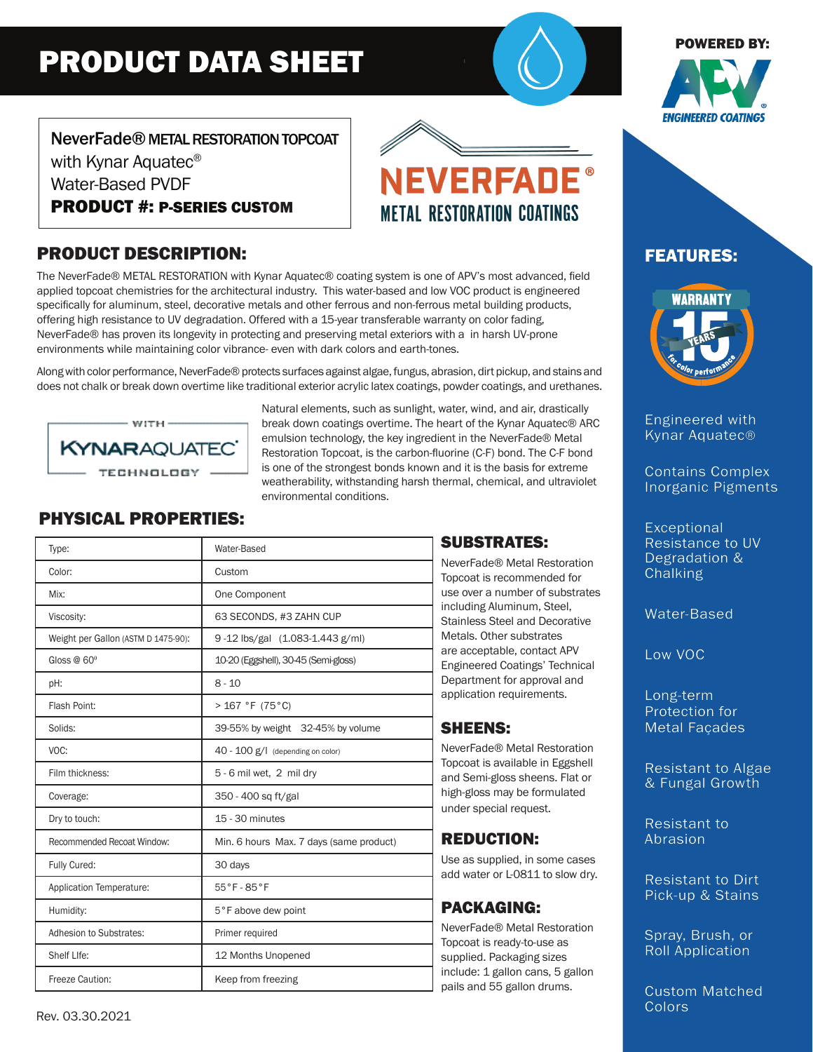# PRODUCT DATA SHEET

**POWERED BY:** APV ENGINEERED COATINGS

NeverFade® METAL RESTORATION TOPCOAT
with Kynar Aquatec®
Water-Based PVDF
**PRODUCT #: P-SERIES CUSTOM**

NEVERFADE® METAL RESTORATION COATINGS

## PRODUCT DESCRIPTION:

The NeverFade® METAL RESTORATION with Kynar Aquatec® coating system is one of APV's most advanced, field applied topcoat chemistries for the architectural industry. This water-based and low VOC product is engineered specifically for aluminum, steel, decorative metals and other ferrous and non-ferrous metal building products, offering high resistance to UV degradation. Offered with a 15-year transferable warranty on color fading, NeverFade® has proven its longevity in protecting and preserving metal exteriors with a in harsh UV-prone environments while maintaining color vibrance- even with dark colors and earth-tones.

Along with color performance, NeverFade® protects surfaces against algae, fungus, abrasion, dirt pickup, and stains and does not chalk or break down overtime like traditional exterior acrylic latex coatings, powder coatings, and urethanes.

WITH KYNARAQUATEC® TECHNOLOGY

Natural elements, such as sunlight, water, wind, and air, drastically break down coatings overtime. The heart of the Kynar Aquatec® ARC emulsion technology, the key ingredient in the NeverFade® Metal Restoration Topcoat, is the carbon-fluorine (C-F) bond. The C-F bond is one of the strongest bonds known and it is the basis for extreme weatherability, withstanding harsh thermal, chemical, and ultraviolet environmental conditions.

## PHYSICAL PROPERTIES:

| Property | Value |
|---|---|
| Type: | Water-Based |
| Color: | Custom |
| Mix: | One Component |
| Viscosity: | 63 SECONDS, #3 ZAHN CUP |
| Weight per Gallon (ASTM D 1475-90): | 9 -12 lbs/gal (1.083-1.443 g/ml) |
| Gloss @ 60º | 10-20 (Eggshell), 30-45 (Semi-gloss) |
| pH: | 8 - 10 |
| Flash Point: | > 167 °F (75°C) |
| Solids: | 39-55% by weight 32-45% by volume |
| VOC: | 40 - 100 g/l (depending on color) |
| Film thickness: | 5 - 6 mil wet, 2 mil dry |
| Coverage: | 350 - 400 sq ft/gal |
| Dry to touch: | 15 - 30 minutes |
| Recommended Recoat Window: | Min. 6 hours Max. 7 days (same product) |
| Fully Cured: | 30 days |
| Application Temperature: | 55°F - 85°F |
| Humidity: | 5°F above dew point |
| Adhesion to Substrates: | Primer required |
| Shelf LIfe: | 12 Months Unopened |
| Freeze Caution: | Keep from freezing |

## SUBSTRATES:

NeverFade® Metal Restoration Topcoat is recommended for use over a number of substrates including Aluminum, Steel, Stainless Steel and Decorative Metals. Other substrates are acceptable, contact APV Engineered Coatings' Technical Department for approval and application requirements.

## SHEENS:

NeverFade® Metal Restoration Topcoat is available in Eggshell and Semi-gloss sheens. Flat or high-gloss may be formulated under special request.

## REDUCTION:

Use as supplied, in some cases add water or L-0811 to slow dry.

## PACKAGING:

NeverFade® Metal Restoration Topcoat is ready-to-use as supplied. Packaging sizes include: 1 gallon cans, 5 gallon pails and 55 gallon drums.

## FEATURES:

WARRANTY 15 YEARS for color performance

- Engineered with Kynar Aquatec®
- Contains Complex Inorganic Pigments
- Exceptional Resistance to UV Degradation & Chalking
- Water-Based
- Low VOC
- Long-term Protection for Metal Façades
- Resistant to Algae & Fungal Growth
- Resistant to Abrasion
- Resistant to Dirt Pick-up & Stains
- Spray, Brush, or Roll Application
- Custom Matched Colors

Rev. 03.30.2021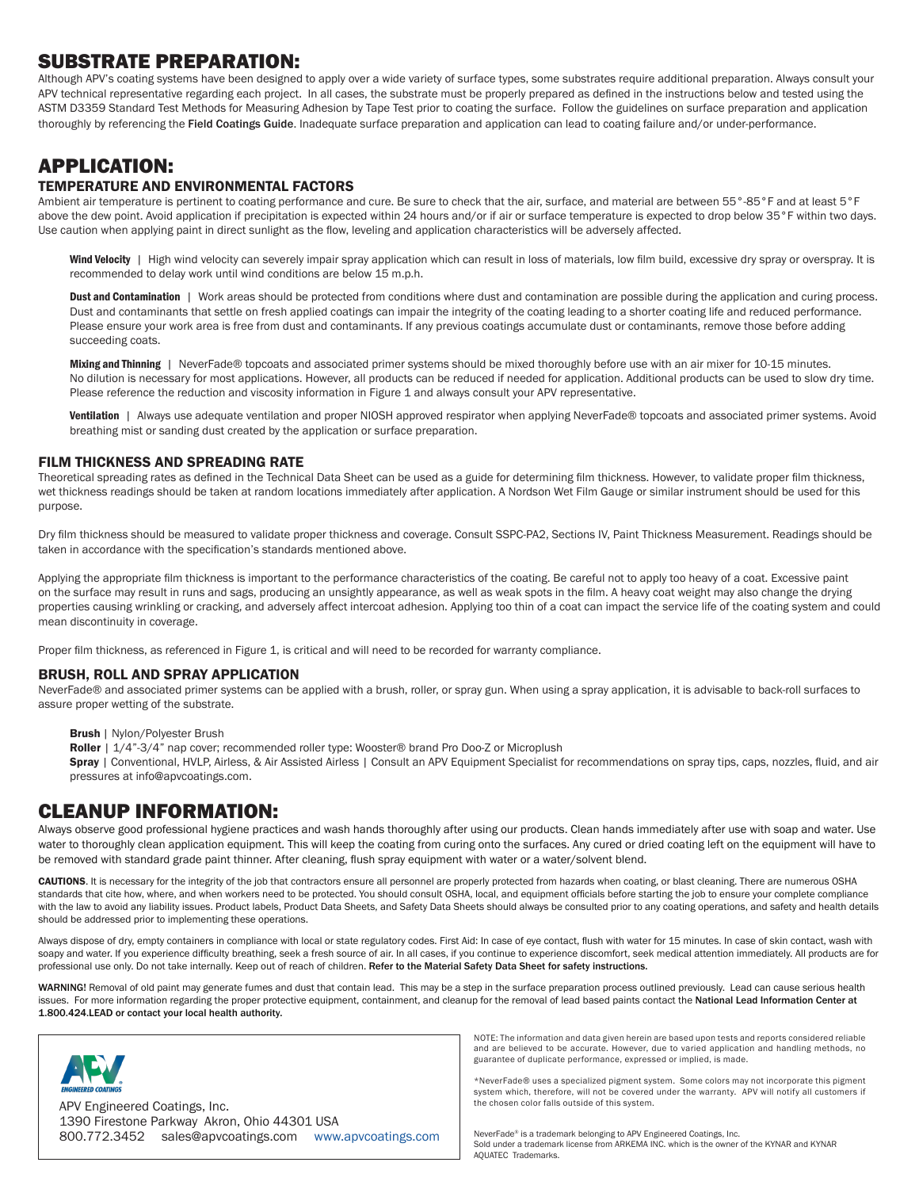## SUBSTRATE PREPARATION:

Although APV's coating systems have been designed to apply over a wide variety of surface types, some substrates require additional preparation. Always consult your APV technical representative regarding each project. In all cases, the substrate must be properly prepared as defined in the instructions below and tested using the ASTM D3359 Standard Test Methods for Measuring Adhesion by Tape Test prior to coating the surface. Follow the guidelines on surface preparation and application thoroughly by referencing the Field Coatings Guide. Inadequate surface preparation and application can lead to coating failure and/or under-performance.

## APPLICATION:

### TEMPERATURE AND ENVIRONMENTAL FACTORS

Ambient air temperature is pertinent to coating performance and cure. Be sure to check that the air, surface, and material are between 55°-85°F and at least 5°F above the dew point. Avoid application if precipitation is expected within 24 hours and/or if air or surface temperature is expected to drop below 35°F within two days. Use caution when applying paint in direct sunlight as the flow, leveling and application characteristics will be adversely affected.

**Wind Velocity** | High wind velocity can severely impair spray application which can result in loss of materials, low film build, excessive dry spray or overspray. It is recommended to delay work until wind conditions are below 15 m.p.h.

**Dust and Contamination** | Work areas should be protected from conditions where dust and contamination are possible during the application and curing process. Dust and contaminants that settle on fresh applied coatings can impair the integrity of the coating leading to a shorter coating life and reduced performance. Please ensure your work area is free from dust and contaminants. If any previous coatings accumulate dust or contaminants, remove those before adding succeeding coats.

**Mixing and Thinning** | NeverFade® topcoats and associated primer systems should be mixed thoroughly before use with an air mixer for 10-15 minutes. No dilution is necessary for most applications. However, all products can be reduced if needed for application. Additional products can be used to slow dry time. Please reference the reduction and viscosity information in Figure 1 and always consult your APV representative.

**Ventilation** | Always use adequate ventilation and proper NIOSH approved respirator when applying NeverFade® topcoats and associated primer systems. Avoid breathing mist or sanding dust created by the application or surface preparation.

### FILM THICKNESS AND SPREADING RATE

Theoretical spreading rates as defined in the Technical Data Sheet can be used as a guide for determining film thickness. However, to validate proper film thickness, wet thickness readings should be taken at random locations immediately after application. A Nordson Wet Film Gauge or similar instrument should be used for this purpose.

Dry film thickness should be measured to validate proper thickness and coverage. Consult SSPC-PA2, Sections IV, Paint Thickness Measurement. Readings should be taken in accordance with the specification's standards mentioned above.

Applying the appropriate film thickness is important to the performance characteristics of the coating. Be careful not to apply too heavy of a coat. Excessive paint on the surface may result in runs and sags, producing an unsightly appearance, as well as weak spots in the film. A heavy coat weight may also change the drying properties causing wrinkling or cracking, and adversely affect intercoat adhesion. Applying too thin of a coat can impact the service life of the coating system and could mean discontinuity in coverage.

Proper film thickness, as referenced in Figure 1, is critical and will need to be recorded for warranty compliance.

### BRUSH, ROLL AND SPRAY APPLICATION

NeverFade® and associated primer systems can be applied with a brush, roller, or spray gun. When using a spray application, it is advisable to back-roll surfaces to assure proper wetting of the substrate.

**Brush** | Nylon/Polyester Brush
**Roller** | 1/4"-3/4" nap cover; recommended roller type: Wooster® brand Pro Doo-Z or Microplush
**Spray** | Conventional, HVLP, Airless, & Air Assisted Airless | Consult an APV Equipment Specialist for recommendations on spray tips, caps, nozzles, fluid, and air pressures at info@apvcoatings.com.

## CLEANUP INFORMATION:

Always observe good professional hygiene practices and wash hands thoroughly after using our products. Clean hands immediately after use with soap and water. Use water to thoroughly clean application equipment. This will keep the coating from curing onto the surfaces. Any cured or dried coating left on the equipment will have to be removed with standard grade paint thinner. After cleaning, flush spray equipment with water or a water/solvent blend.

**CAUTIONS**. It is necessary for the integrity of the job that contractors ensure all personnel are properly protected from hazards when coating, or blast cleaning. There are numerous OSHA standards that cite how, where, and when workers need to be protected. You should consult OSHA, local, and equipment officials before starting the job to ensure your complete compliance with the law to avoid any liability issues. Product labels, Product Data Sheets, and Safety Data Sheets should always be consulted prior to any coating operations, and safety and health details should be addressed prior to implementing these operations.

Always dispose of dry, empty containers in compliance with local or state regulatory codes. First Aid: In case of eye contact, flush with water for 15 minutes. In case of skin contact, wash with soapy and water. If you experience difficulty breathing, seek a fresh source of air. In all cases, if you continue to experience discomfort, seek medical attention immediately. All products are for professional use only. Do not take internally. Keep out of reach of children. **Refer to the Material Safety Data Sheet for safety instructions.**

**WARNING!** Removal of old paint may generate fumes and dust that contain lead. This may be a step in the surface preparation process outlined previously. Lead can cause serious health issues. For more information regarding the proper protective equipment, containment, and cleanup for the removal of lead based paints contact the **National Lead Information Center at 1.800.424.LEAD or contact your local health authority.**

APV Engineered Coatings, Inc.
1390 Firestone Parkway Akron, Ohio 44301 USA
800.772.3452 sales@apvcoatings.com www.apvcoatings.com

NOTE: The information and data given herein are based upon tests and reports considered reliable and are believed to be accurate. However, due to varied application and handling methods, no guarantee of duplicate performance, expressed or implied, is made.

*NeverFade® uses a specialized pigment system. Some colors may not incorporate this pigment system which, therefore, will not be covered under the warranty. APV will notify all customers if the chosen color falls outside of this system.

NeverFade® is a trademark belonging to APV Engineered Coatings, Inc.
Sold under a trademark license from ARKEMA INC. which is the owner of the KYNAR and KYNAR AQUATEC Trademarks.